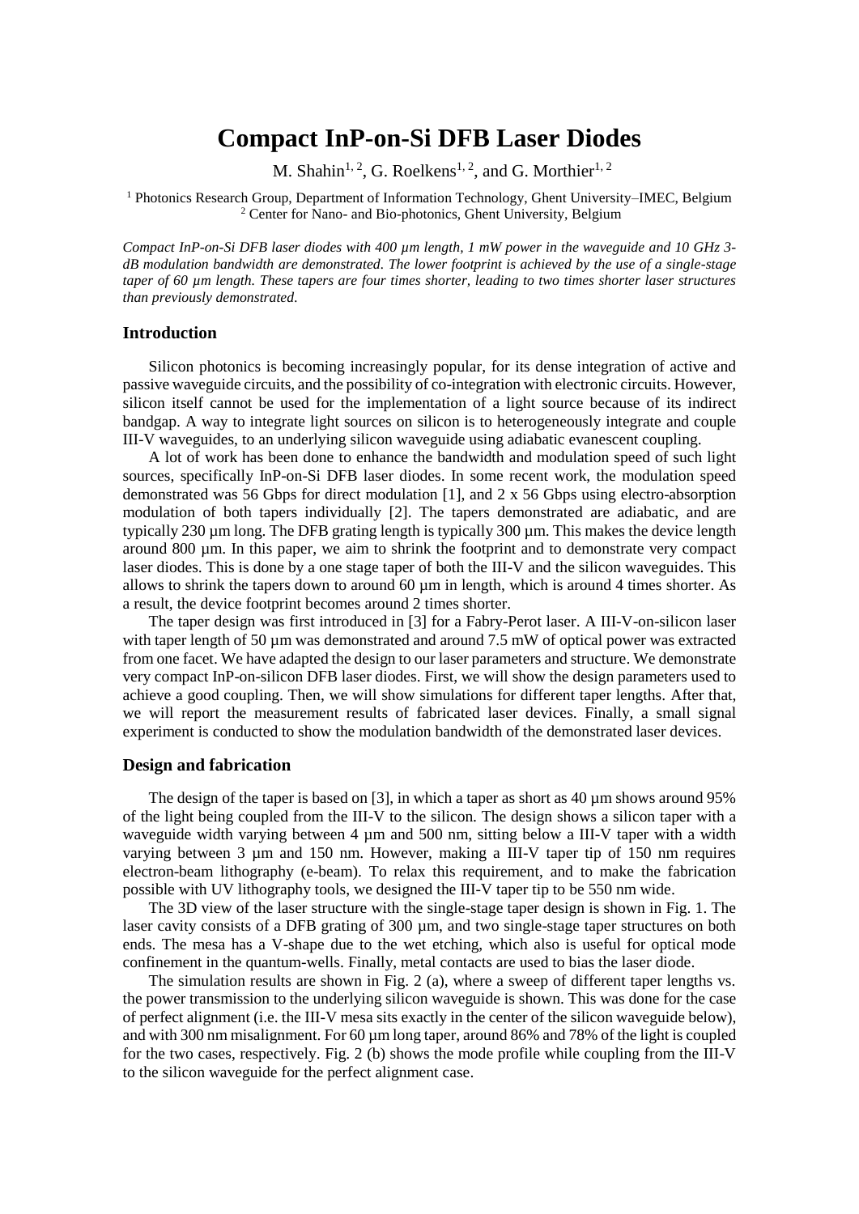# Compact InP-on-Si DFB Laser Diodes

M. Shahin[1, 2], G. Roelkens[1, 2], and G. Morthier[1, 2]

[1] Photonics Research Group, Department of Information Technology, Ghent University–IMEC, Belgium
[2] Center for Nano- and Bio-photonics, Ghent University, Belgium

*Compact InP-on-Si DFB laser diodes with 400 µm length, 1 mW power in the waveguide and 10 GHz 3-dB modulation bandwidth are demonstrated. The lower footprint is achieved by the use of a single-stage taper of 60 µm length. These tapers are four times shorter, leading to two times shorter laser structures than previously demonstrated.*

## Introduction

Silicon photonics is becoming increasingly popular, for its dense integration of active and passive waveguide circuits, and the possibility of co-integration with electronic circuits. However, silicon itself cannot be used for the implementation of a light source because of its indirect bandgap. A way to integrate light sources on silicon is to heterogeneously integrate and couple III-V waveguides, to an underlying silicon waveguide using adiabatic evanescent coupling.

A lot of work has been done to enhance the bandwidth and modulation speed of such light sources, specifically InP-on-Si DFB laser diodes. In some recent work, the modulation speed demonstrated was 56 Gbps for direct modulation [1], and 2 x 56 Gbps using electro-absorption modulation of both tapers individually [2]. The tapers demonstrated are adiabatic, and are typically 230 µm long. The DFB grating length is typically 300 µm. This makes the device length around 800 µm. In this paper, we aim to shrink the footprint and to demonstrate very compact laser diodes. This is done by a one stage taper of both the III-V and the silicon waveguides. This allows to shrink the tapers down to around 60 µm in length, which is around 4 times shorter. As a result, the device footprint becomes around 2 times shorter.

The taper design was first introduced in [3] for a Fabry-Perot laser. A III-V-on-silicon laser with taper length of 50 µm was demonstrated and around 7.5 mW of optical power was extracted from one facet. We have adapted the design to our laser parameters and structure. We demonstrate very compact InP-on-silicon DFB laser diodes. First, we will show the design parameters used to achieve a good coupling. Then, we will show simulations for different taper lengths. After that, we will report the measurement results of fabricated laser devices. Finally, a small signal experiment is conducted to show the modulation bandwidth of the demonstrated laser devices.

## Design and fabrication

The design of the taper is based on [3], in which a taper as short as 40 µm shows around 95% of the light being coupled from the III-V to the silicon. The design shows a silicon taper with a waveguide width varying between 4 µm and 500 nm, sitting below a III-V taper with a width varying between 3 µm and 150 nm. However, making a III-V taper tip of 150 nm requires electron-beam lithography (e-beam). To relax this requirement, and to make the fabrication possible with UV lithography tools, we designed the III-V taper tip to be 550 nm wide.

The 3D view of the laser structure with the single-stage taper design is shown in Fig. 1. The laser cavity consists of a DFB grating of 300 µm, and two single-stage taper structures on both ends. The mesa has a V-shape due to the wet etching, which also is useful for optical mode confinement in the quantum-wells. Finally, metal contacts are used to bias the laser diode.

The simulation results are shown in Fig. 2 (a), where a sweep of different taper lengths vs. the power transmission to the underlying silicon waveguide is shown. This was done for the case of perfect alignment (i.e. the III-V mesa sits exactly in the center of the silicon waveguide below), and with 300 nm misalignment. For 60 µm long taper, around 86% and 78% of the light is coupled for the two cases, respectively. Fig. 2 (b) shows the mode profile while coupling from the III-V to the silicon waveguide for the perfect alignment case.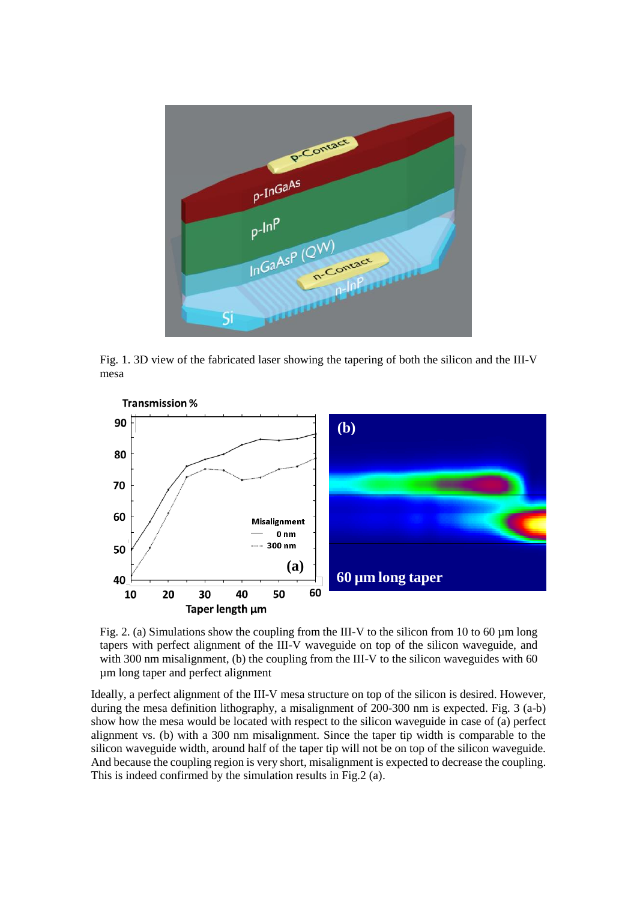Fig. 1. 3D view of the fabricated laser showing the tapering of both the silicon and the III-V mesa

Fig. 2. (a) Simulations show the coupling from the III-V to the silicon from 10 to 60 µm long tapers with perfect alignment of the III-V waveguide on top of the silicon waveguide, and with 300 nm misalignment, (b) the coupling from the III-V to the silicon waveguides with 60 µm long taper and perfect alignment

Ideally, a perfect alignment of the III-V mesa structure on top of the silicon is desired. However, during the mesa definition lithography, a misalignment of 200-300 nm is expected. Fig. 3 (a-b) show how the mesa would be located with respect to the silicon waveguide in case of (a) perfect alignment vs. (b) with a 300 nm misalignment. Since the taper tip width is comparable to the silicon waveguide width, around half of the taper tip will not be on top of the silicon waveguide. And because the coupling region is very short, misalignment is expected to decrease the coupling. This is indeed confirmed by the simulation results in Fig.2 (a).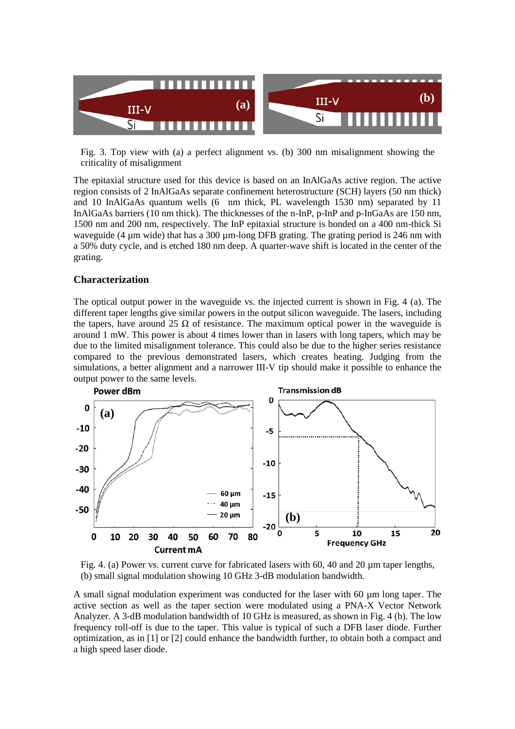Fig. 3. Top view with (a) a perfect alignment vs. (b) 300 nm misalignment showing the criticality of misalignment

The epitaxial structure used for this device is based on an InAlGaAs active region. The active region consists of 2 InAlGaAs separate confinement heterostructure (SCH) layers (50 nm thick) and 10 InAlGaAs quantum wells (6 nm thick, PL wavelength 1530 nm) separated by 11 InAlGaAs barriers (10 nm thick). The thicknesses of the n-InP, p-InP and p-InGaAs are 150 nm, 1500 nm and 200 nm, respectively. The InP epitaxial structure is bonded on a 400 nm-thick Si waveguide (4 µm wide) that has a 300 µm-long DFB grating. The grating period is 246 nm with a 50% duty cycle, and is etched 180 nm deep. A quarter-wave shift is located in the center of the grating.

### Characterization

The optical output power in the waveguide vs. the injected current is shown in Fig. 4 (a). The different taper lengths give similar powers in the output silicon waveguide. The lasers, including the tapers, have around 25 Ω of resistance. The maximum optical power in the waveguide is around 1 mW. This power is about 4 times lower than in lasers with long tapers, which may be due to the limited misalignment tolerance. This could also be due to the higher series resistance compared to the previous demonstrated lasers, which creates heating. Judging from the simulations, a better alignment and a narrower III-V tip should make it possible to enhance the output power to the same levels.

Fig. 4. (a) Power vs. current curve for fabricated lasers with 60, 40 and 20 µm taper lengths, (b) small signal modulation showing 10 GHz 3-dB modulation bandwidth.

A small signal modulation experiment was conducted for the laser with 60 µm long taper. The active section as well as the taper section were modulated using a PNA-X Vector Network Analyzer. A 3-dB modulation bandwidth of 10 GHz is measured, as shown in Fig. 4 (b). The low frequency roll-off is due to the taper. This value is typical of such a DFB laser diode. Further optimization, as in [1] or [2] could enhance the bandwidth further, to obtain both a compact and a high speed laser diode.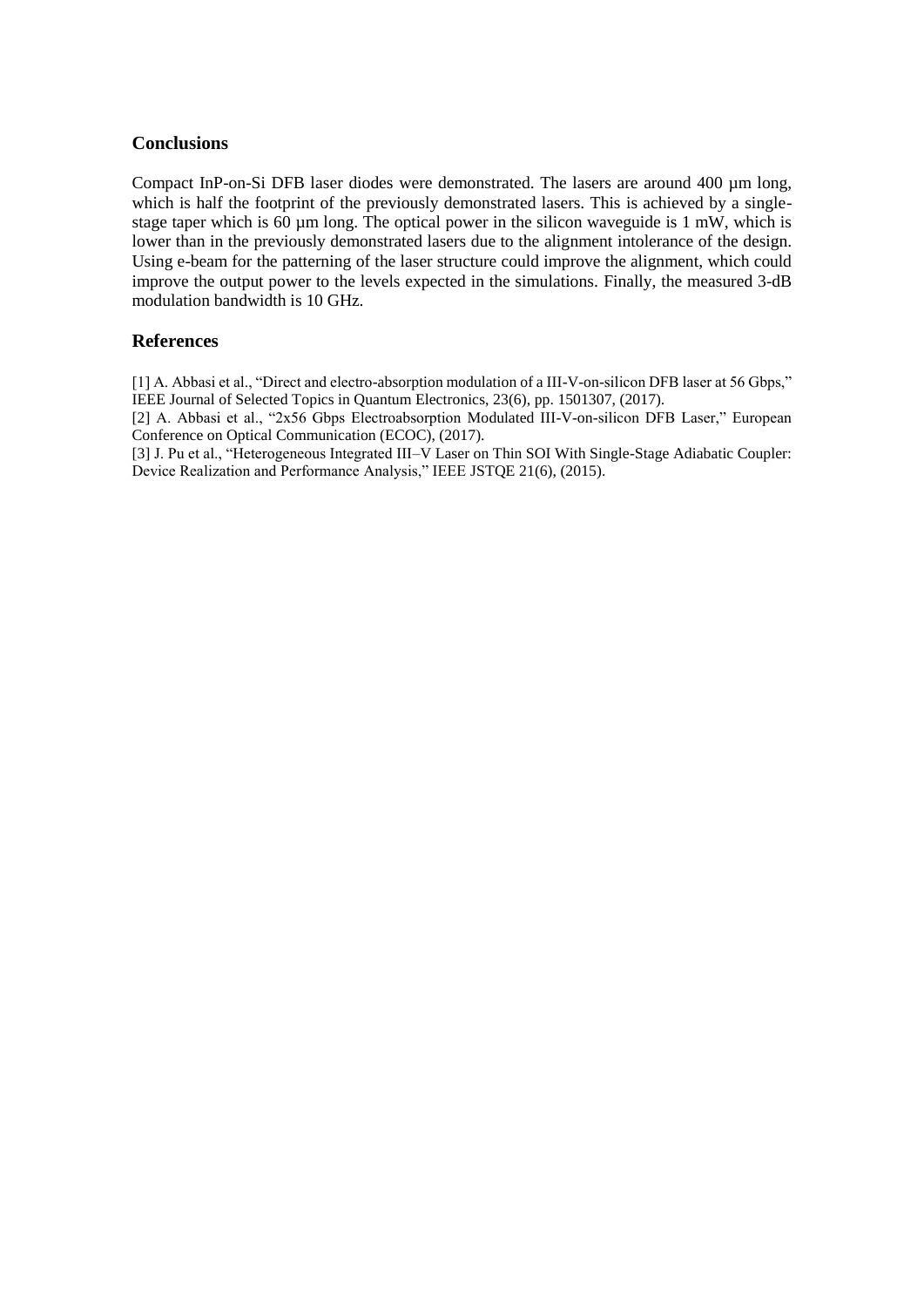## Conclusions

Compact InP-on-Si DFB laser diodes were demonstrated. The lasers are around 400 µm long, which is half the footprint of the previously demonstrated lasers. This is achieved by a single-stage taper which is 60 µm long. The optical power in the silicon waveguide is 1 mW, which is lower than in the previously demonstrated lasers due to the alignment intolerance of the design. Using e-beam for the patterning of the laser structure could improve the alignment, which could improve the output power to the levels expected in the simulations. Finally, the measured 3-dB modulation bandwidth is 10 GHz.

## References

[1] A. Abbasi et al., "Direct and electro-absorption modulation of a III-V-on-silicon DFB laser at 56 Gbps," IEEE Journal of Selected Topics in Quantum Electronics, 23(6), pp. 1501307, (2017).

[2] A. Abbasi et al., "2x56 Gbps Electroabsorption Modulated III-V-on-silicon DFB Laser," European Conference on Optical Communication (ECOC), (2017).

[3] J. Pu et al., "Heterogeneous Integrated III–V Laser on Thin SOI With Single-Stage Adiabatic Coupler: Device Realization and Performance Analysis," IEEE JSTQE 21(6), (2015).